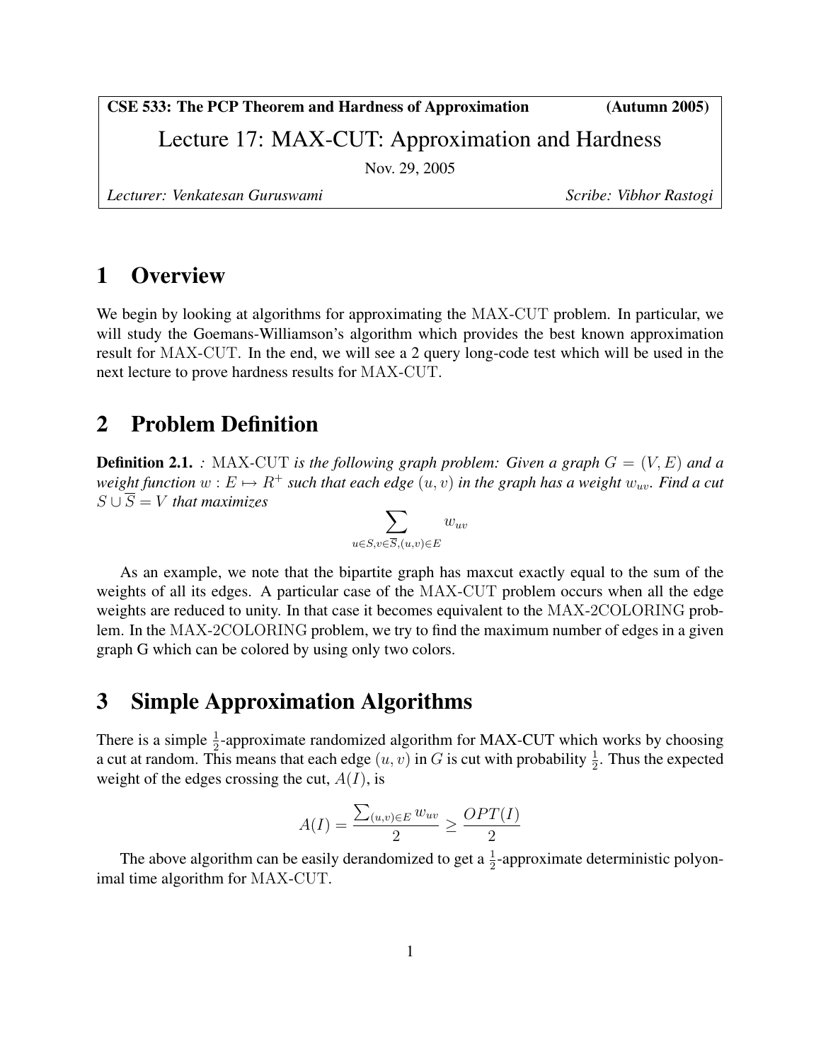**CSE 533: The PCP Theorem and Hardness of Approximation (Autumn 2005)**

# Lecture 17: MAX-CUT: Approximation and Hardness

Nov. 29, 2005

*Lecturer: Venkatesan Guruswami* *Scribe: Vibhor Rastogi*

## 1 Overview

We begin by looking at algorithms for approximating the MAX-CUT problem. In particular, we will study the Goemans-Williamson's algorithm which provides the best known approximation result for MAX-CUT. In the end, we will see a 2 query long-code test which will be used in the next lecture to prove hardness results for MAX-CUT.

## 2 Problem Definition

**Definition 2.1.** *:* MAX-CUT *is the following graph problem: Given a graph $G = (V, E)$ and a weight function $w : E \mapsto R^+$ such that each edge $(u, v)$ in the graph has a weight $w_{uv}$. Find a cut $S \cup \overline{S} = V$ that maximizes*

$$\sum_{u \in S, v \in \overline{S}, (u,v) \in E} w_{uv}$$

As an example, we note that the bipartite graph has maxcut exactly equal to the sum of the weights of all its edges. A particular case of the MAX-CUT problem occurs when all the edge weights are reduced to unity. In that case it becomes equivalent to the MAX-2COLORING problem. In the MAX-2COLORING problem, we try to find the maximum number of edges in a given graph G which can be colored by using only two colors.

## 3 Simple Approximation Algorithms

There is a simple $\frac{1}{2}$-approximate randomized algorithm for MAX-CUT which works by choosing a cut at random. This means that each edge $(u, v)$ in $G$ is cut with probability $\frac{1}{2}$. Thus the expected weight of the edges crossing the cut, $A(I)$, is

$$A(I) = \frac{\sum_{(u,v) \in E} w_{uv}}{2} \geq \frac{OPT(I)}{2}$$

The above algorithm can be easily derandomized to get a $\frac{1}{2}$-approximate deterministic polyonimal time algorithm for MAX-CUT.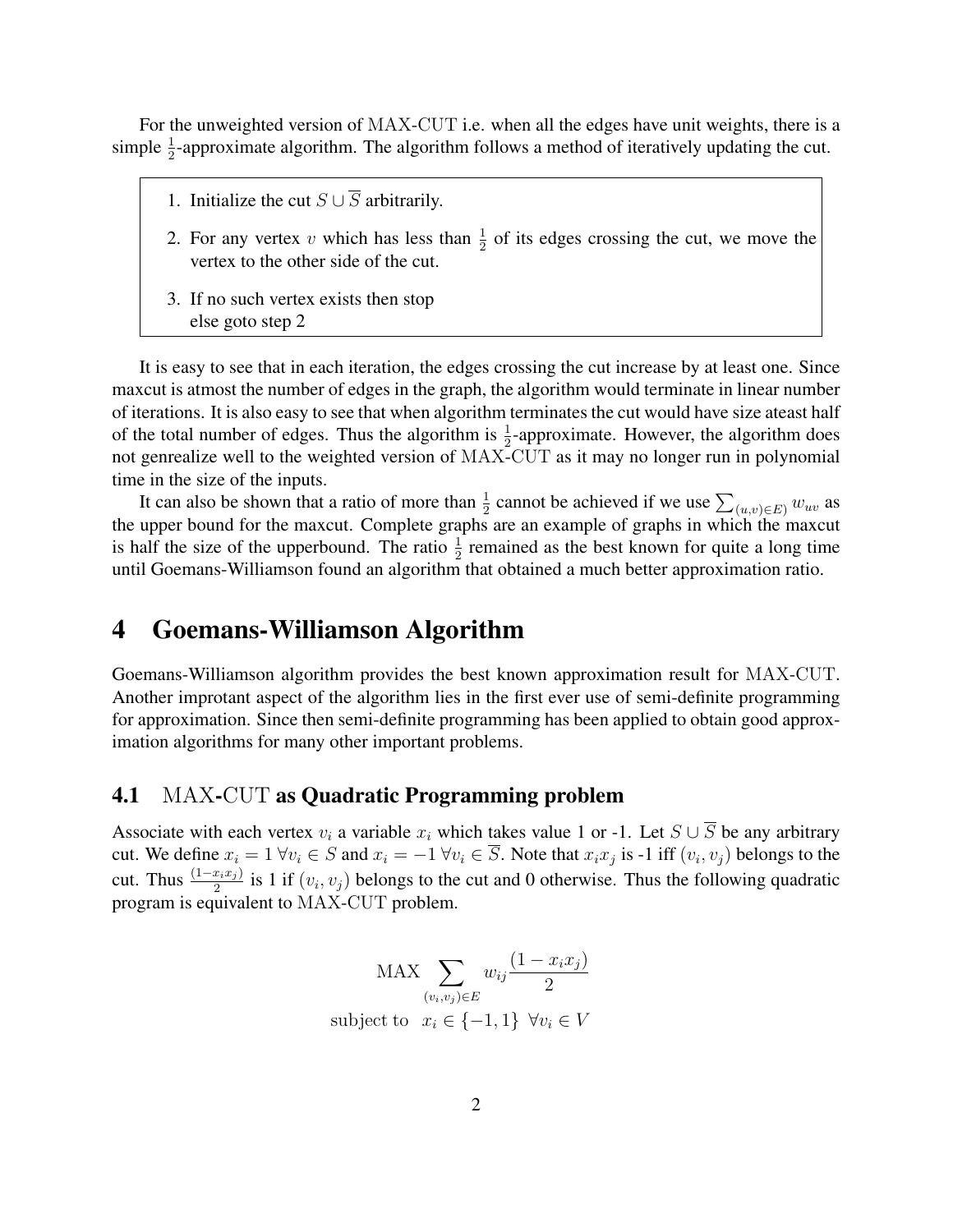For the unweighted version of MAX-CUT i.e. when all the edges have unit weights, there is a simple $\frac{1}{2}$-approximate algorithm. The algorithm follows a method of iteratively updating the cut.

1. Initialize the cut $S \cup \overline{S}$ arbitrarily.
2. For any vertex $v$ which has less than $\frac{1}{2}$ of its edges crossing the cut, we move the vertex to the other side of the cut.
3. If no such vertex exists then stop
   else goto step 2

It is easy to see that in each iteration, the edges crossing the cut increase by at least one. Since maxcut is atmost the number of edges in the graph, the algorithm would terminate in linear number of iterations. It is also easy to see that when algorithm terminates the cut would have size ateast half of the total number of edges. Thus the algorithm is $\frac{1}{2}$-approximate. However, the algorithm does not genrealize well to the weighted version of MAX-CUT as it may no longer run in polynomial time in the size of the inputs.

It can also be shown that a ratio of more than $\frac{1}{2}$ cannot be achieved if we use $\sum_{(u,v) \in E)} w_{uv}$ as the upper bound for the maxcut. Complete graphs are an example of graphs in which the maxcut is half the size of the upperbound. The ratio $\frac{1}{2}$ remained as the best known for quite a long time until Goemans-Williamson found an algorithm that obtained a much better approximation ratio.

# 4 Goemans-Williamson Algorithm

Goemans-Williamson algorithm provides the best known approximation result for MAX-CUT. Another improtant aspect of the algorithm lies in the first ever use of semi-definite programming for approximation. Since then semi-definite programming has been applied to obtain good approximation algorithms for many other important problems.

## 4.1 MAX-CUT as Quadratic Programming problem

Associate with each vertex $v_i$ a variable $x_i$ which takes value 1 or -1. Let $S \cup \overline{S}$ be any arbitrary cut. We define $x_i = 1 \; \forall v_i \in S$ and $x_i = -1 \; \forall v_i \in \overline{S}$. Note that $x_i x_j$ is -1 iff $(v_i, v_j)$ belongs to the cut. Thus $\frac{(1 - x_i x_j)}{2}$ is 1 if $(v_i, v_j)$ belongs to the cut and 0 otherwise. Thus the following quadratic program is equivalent to MAX-CUT problem.

$$
\begin{aligned}
\text{MAX} \sum_{(v_i, v_j) \in E} w_{ij} \frac{(1 - x_i x_j)}{2} \\
\text{subject to} \quad x_i \in \{-1, 1\} \;\; \forall v_i \in V
\end{aligned}
$$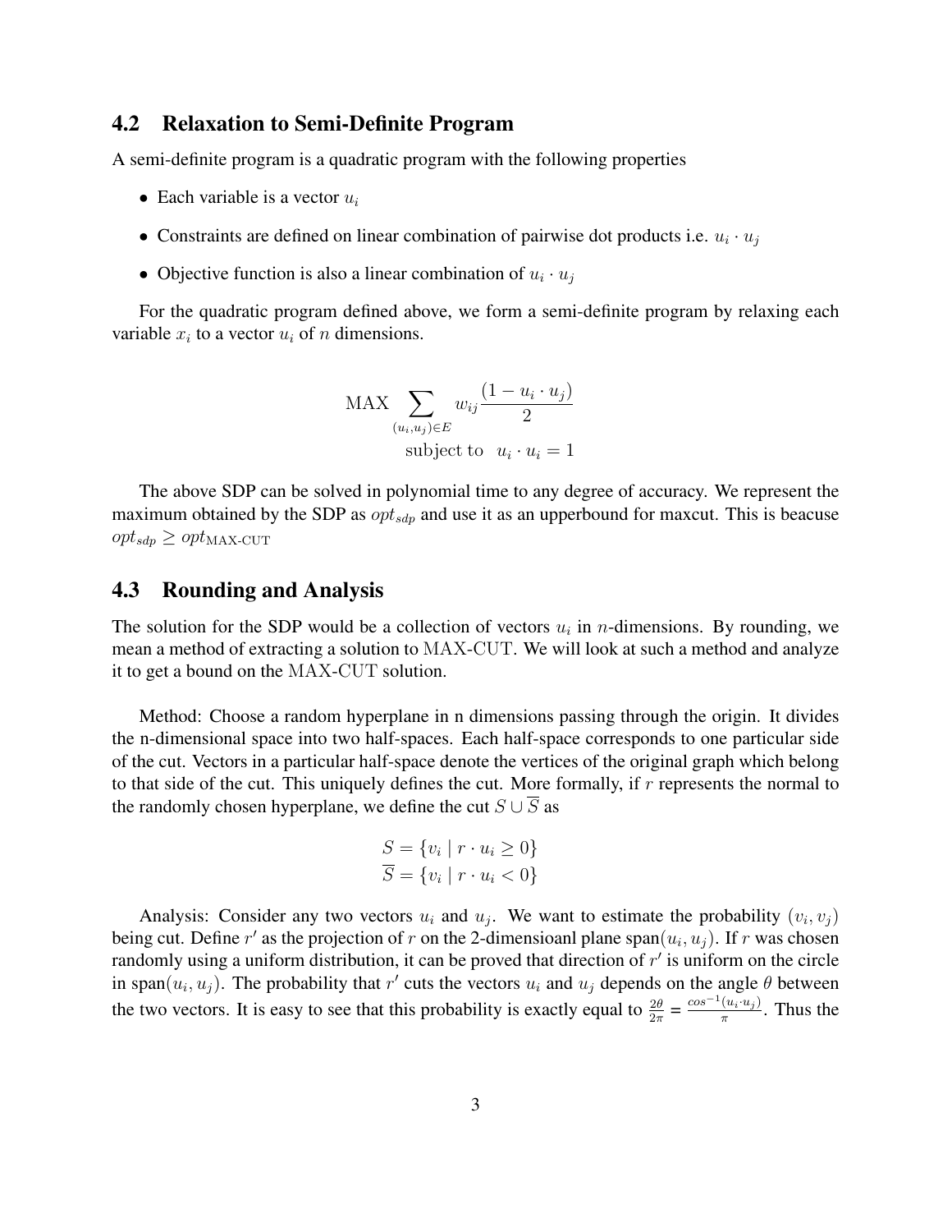### 4.2 Relaxation to Semi-Definite Program

A semi-definite program is a quadratic program with the following properties

- Each variable is a vector $u_i$
- Constraints are defined on linear combination of pairwise dot products i.e. $u_i \cdot u_j$
- Objective function is also a linear combination of $u_i \cdot u_j$

For the quadratic program defined above, we form a semi-definite program by relaxing each variable $x_i$ to a vector $u_i$ of $n$ dimensions.

$$\text{MAX} \sum_{(u_i,u_j)\in E} w_{ij} \frac{(1 - u_i \cdot u_j)}{2}$$

$$\text{subject to} \quad u_i \cdot u_i = 1$$

The above SDP can be solved in polynomial time to any degree of accuracy. We represent the maximum obtained by the SDP as $opt_{sdp}$ and use it as an upperbound for maxcut. This is beacuse $opt_{sdp} \geq opt_{\text{MAX-CUT}}$

### 4.3 Rounding and Analysis

The solution for the SDP would be a collection of vectors $u_i$ in $n$-dimensions. By rounding, we mean a method of extracting a solution to MAX-CUT. We will look at such a method and analyze it to get a bound on the MAX-CUT solution.

Method: Choose a random hyperplane in n dimensions passing through the origin. It divides the n-dimensional space into two half-spaces. Each half-space corresponds to one particular side of the cut. Vectors in a particular half-space denote the vertices of the original graph which belong to that side of the cut. This uniquely defines the cut. More formally, if $r$ represents the normal to the randomly chosen hyperplane, we define the cut $S \cup \overline{S}$ as

$$S = \{v_i \mid r \cdot u_i \geq 0\}$$
$$\overline{S} = \{v_i \mid r \cdot u_i < 0\}$$

Analysis: Consider any two vectors $u_i$ and $u_j$. We want to estimate the probability $(v_i, v_j)$ being cut. Define $r'$ as the projection of $r$ on the 2-dimensioanl plane span$(u_i, u_j)$. If $r$ was chosen randomly using a uniform distribution, it can be proved that direction of $r'$ is uniform on the circle in span$(u_i, u_j)$. The probability that $r'$ cuts the vectors $u_i$ and $u_j$ depends on the angle $\theta$ between the two vectors. It is easy to see that this probability is exactly equal to $\frac{2\theta}{2\pi} = \frac{cos^{-1}(u_i \cdot u_j)}{\pi}$. Thus the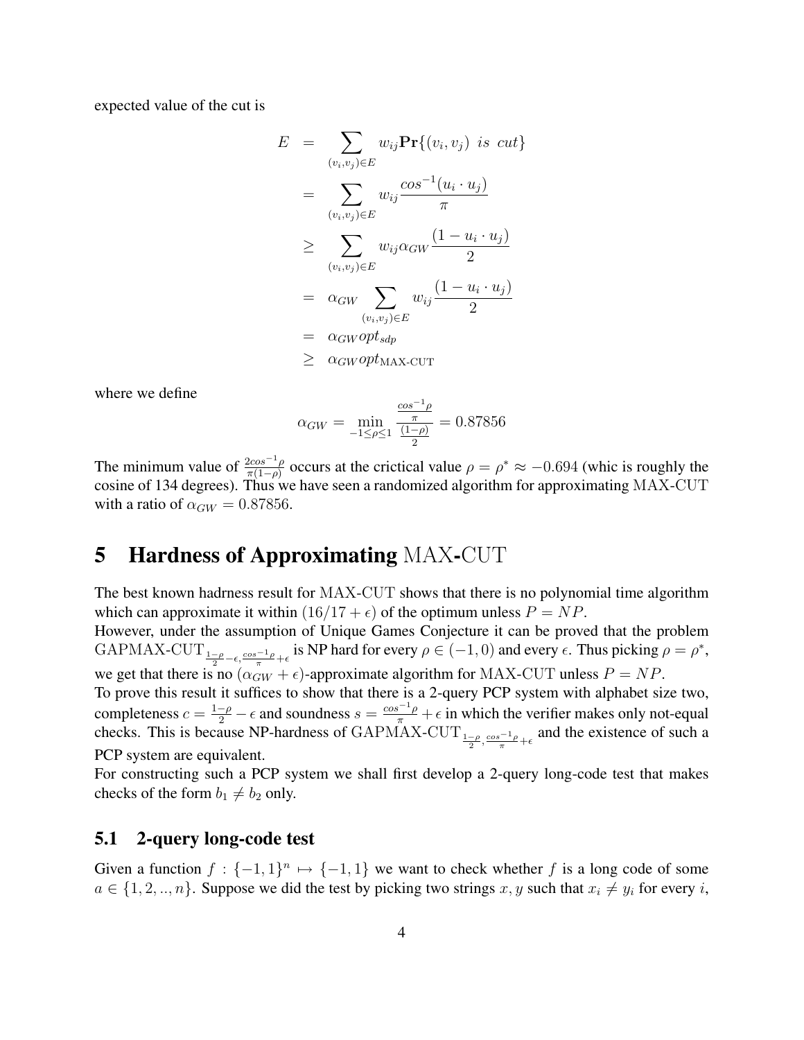expected value of the cut is

$$
\begin{aligned}
E &= \sum_{(v_i,v_j)\in E} w_{ij}\mathbf{Pr}\{(v_i,v_j)\ \ is\ \ cut\} \\
&= \sum_{(v_i,v_j)\in E} w_{ij}\frac{cos^{-1}(u_i \cdot u_j)}{\pi} \\
&\geq \sum_{(v_i,v_j)\in E} w_{ij}\alpha_{GW}\frac{(1-u_i \cdot u_j)}{2} \\
&= \alpha_{GW}\sum_{(v_i,v_j)\in E} w_{ij}\frac{(1-u_i \cdot u_j)}{2} \\
&= \alpha_{GW}opt_{sdp} \\
&\geq \alpha_{GW}opt_{\text{MAX-CUT}}
\end{aligned}
$$

where we define

$$
\alpha_{GW} = \min_{-1\leq\rho\leq 1}\frac{\frac{cos^{-1}\rho}{\pi}}{\frac{(1-\rho)}{2}} = 0.87856
$$

The minimum value of $\frac{2cos^{-1}\rho}{\pi(1-\rho)}$ occurs at the crictical value $\rho = \rho^* \approx -0.694$ (whic is roughly the cosine of 134 degrees). Thus we have seen a randomized algorithm for approximating $\text{MAX-CUT}$ with a ratio of $\alpha_{GW} = 0.87856$.

# 5 Hardness of Approximating MAX-CUT

The best known hadrness result for $\text{MAX-CUT}$ shows that there is no polynomial time algorithm which can approximate it within $(16/17+\epsilon)$ of the optimum unless $P = NP$.

However, under the assumption of Unique Games Conjecture it can be proved that the problem $\text{GAPMAX-CUT}_{\frac{1-\rho}{2}-\epsilon,\frac{cos^{-1}\rho}{\pi}+\epsilon}$ is NP hard for every $\rho \in (-1,0)$ and every $\epsilon$. Thus picking $\rho = \rho^*$, we get that there is no $(\alpha_{GW}+\epsilon)$-approximate algorithm for $\text{MAX-CUT}$ unless $P = NP$.

To prove this result it suffices to show that there is a 2-query PCP system with alphabet size two, completeness $c = \frac{1-\rho}{2} - \epsilon$ and soundness $s = \frac{cos^{-1}\rho}{\pi} + \epsilon$ in which the verifier makes only not-equal checks. This is because NP-hardness of $\text{GAPMAX-CUT}_{\frac{1-\rho}{2},\frac{cos^{-1}\rho}{\pi}+\epsilon}$ and the existence of such a PCP system are equivalent.

For constructing such a PCP system we shall first develop a 2-query long-code test that makes checks of the form $b_1 \neq b_2$ only.

## 5.1 2-query long-code test

Given a function $f : \{-1,1\}^n \mapsto \{-1,1\}$ we want to check whether $f$ is a long code of some $a \in \{1,2,..,n\}$. Suppose we did the test by picking two strings $x, y$ such that $x_i \neq y_i$ for every $i$,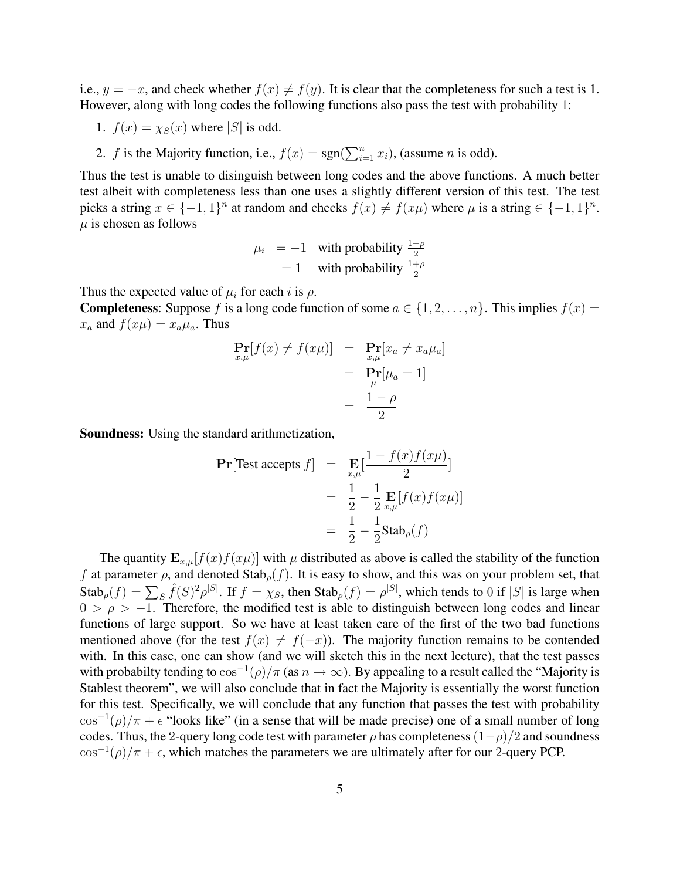i.e., $y = -x$, and check whether $f(x) \neq f(y)$. It is clear that the completeness for such a test is 1. However, along with long codes the following functions also pass the test with probability 1:

1. $f(x) = \chi_S(x)$ where $|S|$ is odd.
2. $f$ is the Majority function, i.e., $f(x) = \text{sgn}(\sum_{i=1}^n x_i)$, (assume $n$ is odd).

Thus the test is unable to disinguish between long codes and the above functions. A much better test albeit with completeness less than one uses a slightly different version of this test. The test picks a string $x \in \{-1, 1\}^n$ at random and checks $f(x) \neq f(x\mu)$ where $\mu$ is a string $\in \{-1, 1\}^n$. $\mu$ is chosen as follows

$$\begin{aligned} \mu_i &= -1 \quad \text{with probability } \tfrac{1-\rho}{2} \\ &= 1 \quad \text{with probability } \tfrac{1+\rho}{2} \end{aligned}$$

Thus the expected value of $\mu_i$ for each $i$ is $\rho$.

**Completeness**: Suppose $f$ is a long code function of some $a \in \{1, 2, \ldots, n\}$. This implies $f(x) = x_a$ and $f(x\mu) = x_a\mu_a$. Thus

$$\begin{aligned} \mathop{\mathbf{Pr}}_{x,\mu}[f(x) \neq f(x\mu)] &= \mathop{\mathbf{Pr}}_{x,\mu}[x_a \neq x_a\mu_a] \\ &= \mathop{\mathbf{Pr}}_{\mu}[\mu_a = 1] \\ &= \frac{1-\rho}{2} \end{aligned}$$

**Soundness:** Using the standard arithmetization,

$$\begin{aligned} \mathbf{Pr}[\text{Test accepts } f] &= \mathop{\mathbf{E}}_{x,\mu}\left[\frac{1 - f(x)f(x\mu)}{2}\right] \\ &= \frac{1}{2} - \frac{1}{2}\mathop{\mathbf{E}}_{x,\mu}[f(x)f(x\mu)] \\ &= \frac{1}{2} - \frac{1}{2}\text{Stab}_\rho(f) \end{aligned}$$

The quantity $\mathbf{E}_{x,\mu}[f(x)f(x\mu)]$ with $\mu$ distributed as above is called the stability of the function $f$ at parameter $\rho$, and denoted $\text{Stab}_\rho(f)$. It is easy to show, and this was on your problem set, that $\text{Stab}_\rho(f) = \sum_S \hat{f}(S)^2\rho^{|S|}$. If $f = \chi_S$, then $\text{Stab}_\rho(f) = \rho^{|S|}$, which tends to 0 if $|S|$ is large when $0 > \rho > -1$. Therefore, the modified test is able to distinguish between long codes and linear functions of large support. So we have at least taken care of the first of the two bad functions mentioned above (for the test $f(x) \neq f(-x)$). The majority function remains to be contended with. In this case, one can show (and we will sketch this in the next lecture), that the test passes with probabilty tending to $\cos^{-1}(\rho)/\pi$ (as $n \to \infty$). By appealing to a result called the "Majority is Stablest theorem", we will also conclude that in fact the Majority is essentially the worst function for this test. Specifically, we will conclude that any function that passes the test with probability $\cos^{-1}(\rho)/\pi + \epsilon$ "looks like" (in a sense that will be made precise) one of a small number of long codes. Thus, the 2-query long code test with parameter $\rho$ has completeness $(1-\rho)/2$ and soundness $\cos^{-1}(\rho)/\pi + \epsilon$, which matches the parameters we are ultimately after for our 2-query PCP.